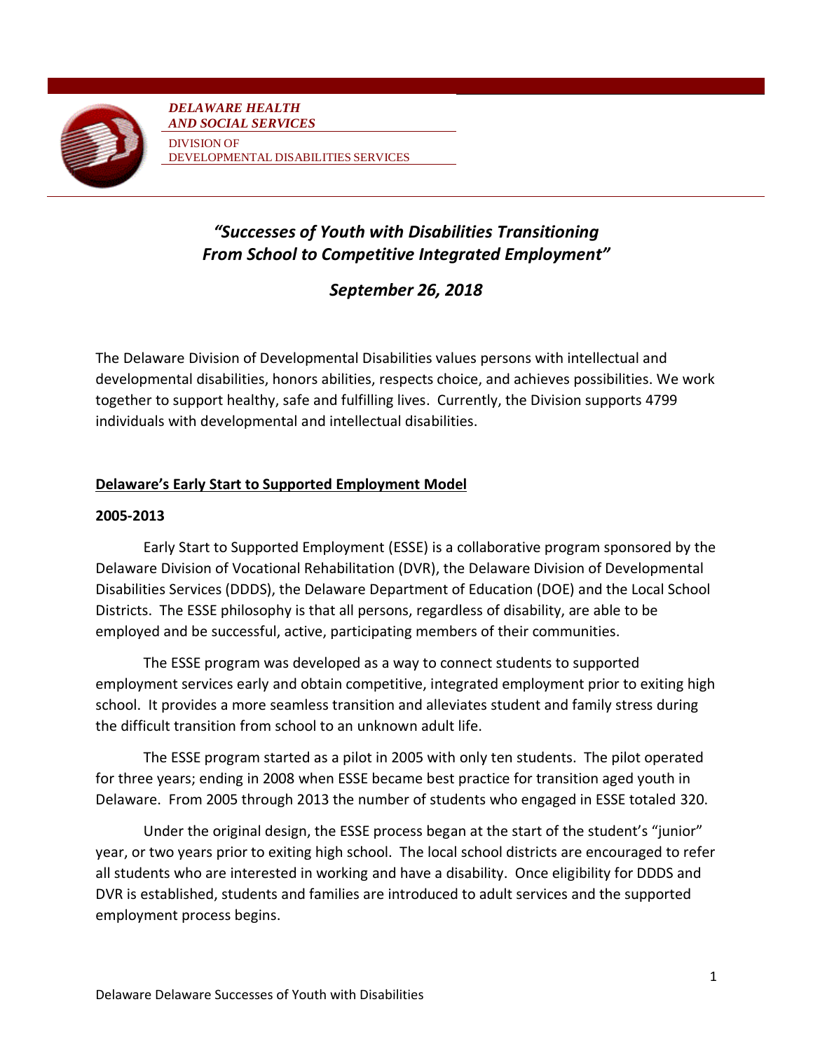*DELAWARE HEALTH AND SOCIAL SERVICES*

DIVISION OF DEVELOPMENTAL DISABILITIES SERVICES

# *"Successes of Youth with Disabilities Transitioning From School to Competitive Integrated Employment"*

## *September 26, 2018*

The Delaware Division of Developmental Disabilities values persons with intellectual and developmental disabilities, honors abilities, respects choice, and achieves possibilities. We work together to support healthy, safe and fulfilling lives. Currently, the Division supports 4799 individuals with developmental and intellectual disabilities.

## Delaware's Early Start to Supported Employment Model

### 2005-2013

Early Start to Supported Employment (ESSE) is a collaborative program sponsored by the Delaware Division of Vocational Rehabilitation (DVR), the Delaware Division of Developmental Disabilities Services (DDDS), the Delaware Department of Education (DOE) and the Local School Districts. The ESSE philosophy is that all persons, regardless of disability, are able to be employed and be successful, active, participating members of their communities.

The ESSE program was developed as a way to connect students to supported employment services early and obtain competitive, integrated employment prior to exiting high school. It provides a more seamless transition and alleviates student and family stress during the difficult transition from school to an unknown adult life.

The ESSE program started as a pilot in 2005 with only ten students. The pilot operated for three years; ending in 2008 when ESSE became best practice for transition aged youth in Delaware. From 2005 through 2013 the number of students who engaged in ESSE totaled 320.

Under the original design, the ESSE process began at the start of the student's "junior" year, or two years prior to exiting high school. The local school districts are encouraged to refer all students who are interested in working and have a disability. Once eligibility for DDDS and DVR is established, students and families are introduced to adult services and the supported employment process begins.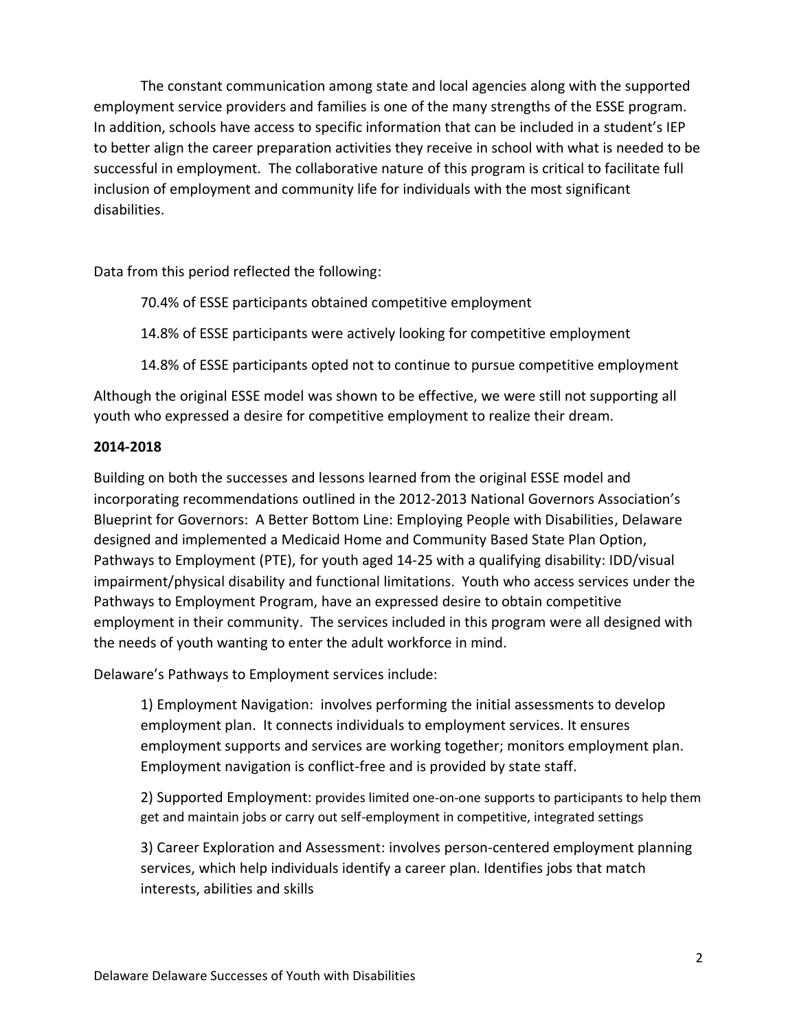The constant communication among state and local agencies along with the supported employment service providers and families is one of the many strengths of the ESSE program. In addition, schools have access to specific information that can be included in a student's IEP to better align the career preparation activities they receive in school with what is needed to be successful in employment. The collaborative nature of this program is critical to facilitate full inclusion of employment and community life for individuals with the most significant disabilities.

Data from this period reflected the following:

70.4% of ESSE participants obtained competitive employment

14.8% of ESSE participants were actively looking for competitive employment

14.8% of ESSE participants opted not to continue to pursue competitive employment

Although the original ESSE model was shown to be effective, we were still not supporting all youth who expressed a desire for competitive employment to realize their dream.

**2014-2018**

Building on both the successes and lessons learned from the original ESSE model and incorporating recommendations outlined in the 2012-2013 National Governors Association's Blueprint for Governors: A Better Bottom Line: Employing People with Disabilities, Delaware designed and implemented a Medicaid Home and Community Based State Plan Option, Pathways to Employment (PTE), for youth aged 14-25 with a qualifying disability: IDD/visual impairment/physical disability and functional limitations. Youth who access services under the Pathways to Employment Program, have an expressed desire to obtain competitive employment in their community. The services included in this program were all designed with the needs of youth wanting to enter the adult workforce in mind.

Delaware's Pathways to Employment services include:

1) Employment Navigation: involves performing the initial assessments to develop employment plan. It connects individuals to employment services. It ensures employment supports and services are working together; monitors employment plan. Employment navigation is conflict-free and is provided by state staff.

2) Supported Employment: provides limited one-on-one supports to participants to help them get and maintain jobs or carry out self-employment in competitive, integrated settings

3) Career Exploration and Assessment: involves person-centered employment planning services, which help individuals identify a career plan. Identifies jobs that match interests, abilities and skills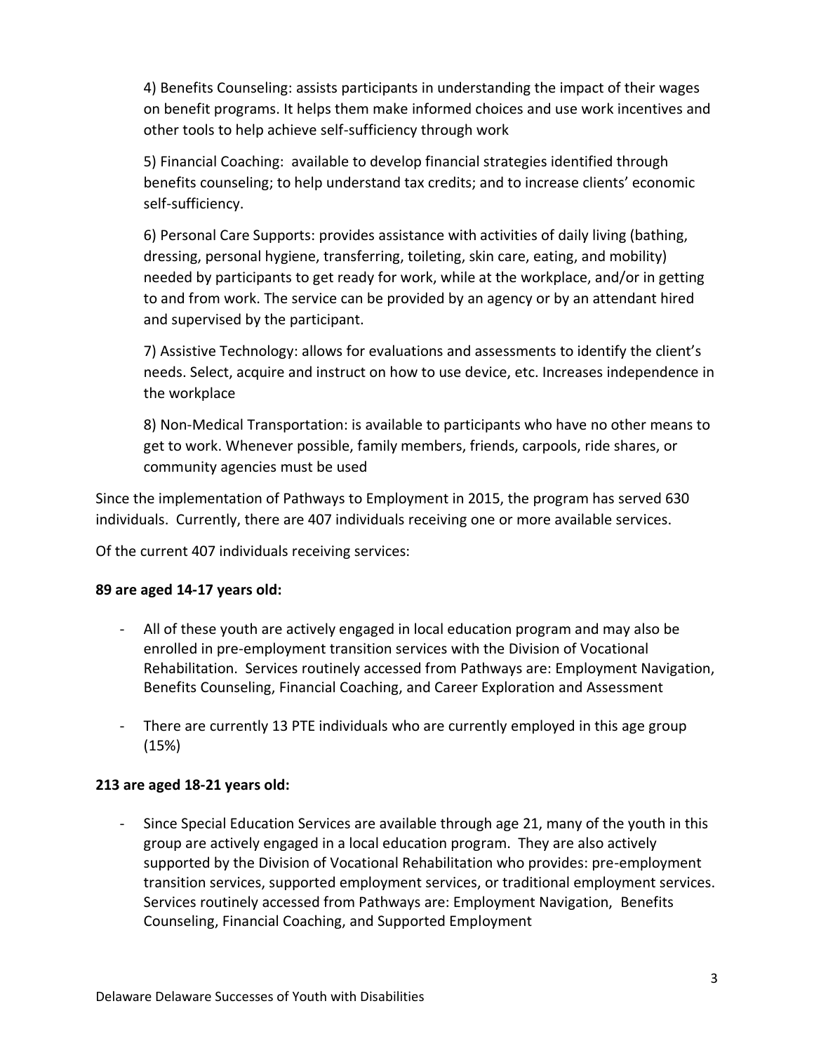4) Benefits Counseling: assists participants in understanding the impact of their wages on benefit programs. It helps them make informed choices and use work incentives and other tools to help achieve self-sufficiency through work

5) Financial Coaching: available to develop financial strategies identified through benefits counseling; to help understand tax credits; and to increase clients' economic self-sufficiency.

6) Personal Care Supports: provides assistance with activities of daily living (bathing, dressing, personal hygiene, transferring, toileting, skin care, eating, and mobility) needed by participants to get ready for work, while at the workplace, and/or in getting to and from work. The service can be provided by an agency or by an attendant hired and supervised by the participant.

7) Assistive Technology: allows for evaluations and assessments to identify the client's needs. Select, acquire and instruct on how to use device, etc. Increases independence in the workplace

8) Non-Medical Transportation: is available to participants who have no other means to get to work. Whenever possible, family members, friends, carpools, ride shares, or community agencies must be used

Since the implementation of Pathways to Employment in 2015, the program has served 630 individuals. Currently, there are 407 individuals receiving one or more available services.

Of the current 407 individuals receiving services:

**89 are aged 14-17 years old:**

- All of these youth are actively engaged in local education program and may also be enrolled in pre-employment transition services with the Division of Vocational Rehabilitation. Services routinely accessed from Pathways are: Employment Navigation, Benefits Counseling, Financial Coaching, and Career Exploration and Assessment
- There are currently 13 PTE individuals who are currently employed in this age group (15%)

**213 are aged 18-21 years old:**

- Since Special Education Services are available through age 21, many of the youth in this group are actively engaged in a local education program. They are also actively supported by the Division of Vocational Rehabilitation who provides: pre-employment transition services, supported employment services, or traditional employment services. Services routinely accessed from Pathways are: Employment Navigation, Benefits Counseling, Financial Coaching, and Supported Employment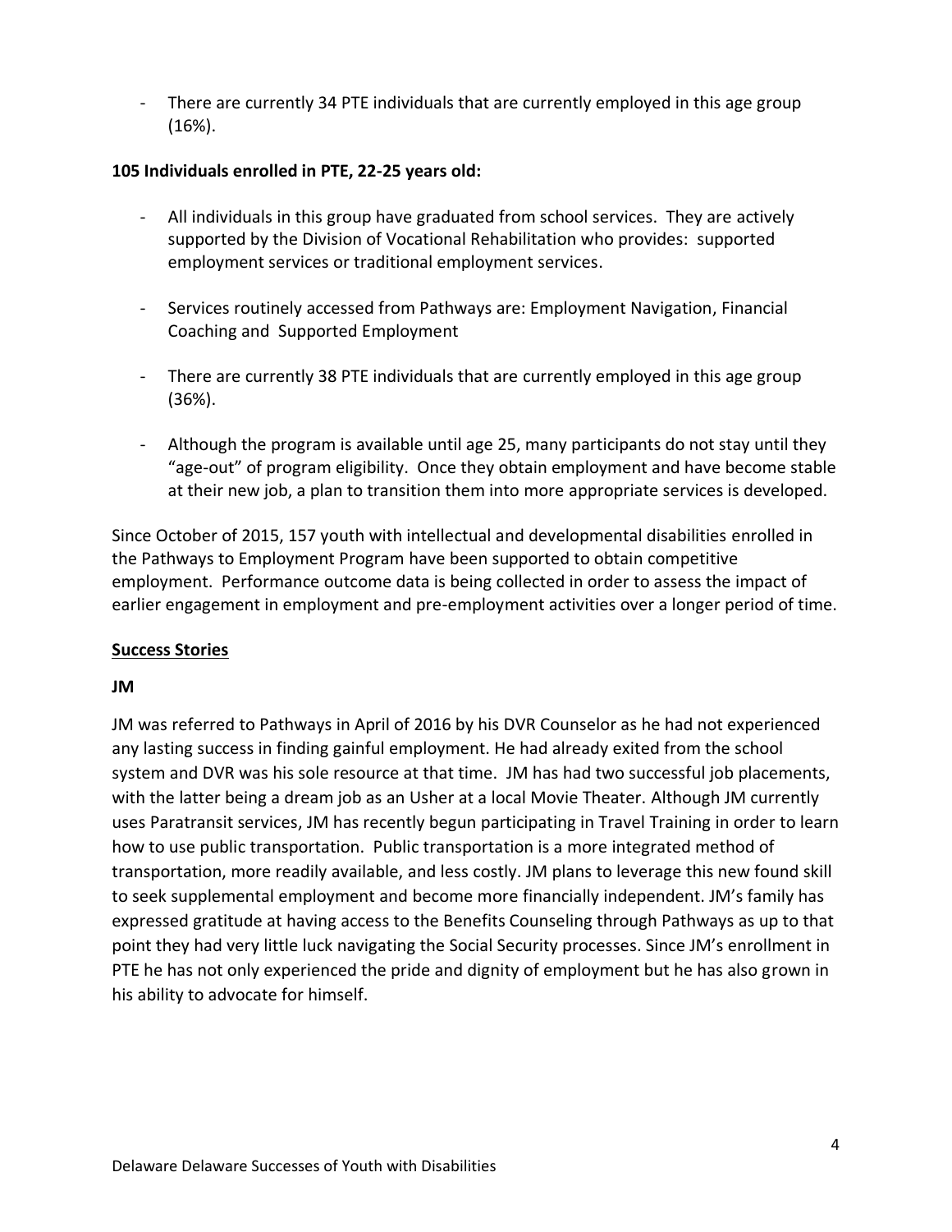- There are currently 34 PTE individuals that are currently employed in this age group (16%).

**105 Individuals enrolled in PTE, 22-25 years old:**

- All individuals in this group have graduated from school services. They are actively supported by the Division of Vocational Rehabilitation who provides: supported employment services or traditional employment services.
- Services routinely accessed from Pathways are: Employment Navigation, Financial Coaching and Supported Employment
- There are currently 38 PTE individuals that are currently employed in this age group (36%).
- Although the program is available until age 25, many participants do not stay until they "age-out" of program eligibility. Once they obtain employment and have become stable at their new job, a plan to transition them into more appropriate services is developed.

Since October of 2015, 157 youth with intellectual and developmental disabilities enrolled in the Pathways to Employment Program have been supported to obtain competitive employment. Performance outcome data is being collected in order to assess the impact of earlier engagement in employment and pre-employment activities over a longer period of time.

## Success Stories

### JM

JM was referred to Pathways in April of 2016 by his DVR Counselor as he had not experienced any lasting success in finding gainful employment. He had already exited from the school system and DVR was his sole resource at that time. JM has had two successful job placements, with the latter being a dream job as an Usher at a local Movie Theater. Although JM currently uses Paratransit services, JM has recently begun participating in Travel Training in order to learn how to use public transportation. Public transportation is a more integrated method of transportation, more readily available, and less costly. JM plans to leverage this new found skill to seek supplemental employment and become more financially independent. JM's family has expressed gratitude at having access to the Benefits Counseling through Pathways as up to that point they had very little luck navigating the Social Security processes. Since JM's enrollment in PTE he has not only experienced the pride and dignity of employment but he has also grown in his ability to advocate for himself.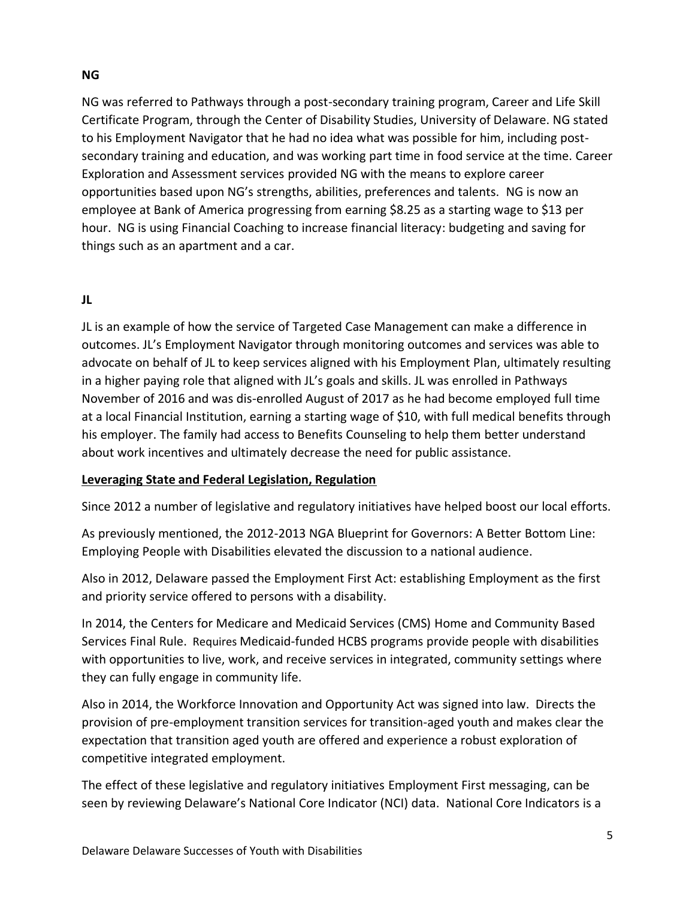**NG**

NG was referred to Pathways through a post-secondary training program, Career and Life Skill Certificate Program, through the Center of Disability Studies, University of Delaware. NG stated to his Employment Navigator that he had no idea what was possible for him, including post-secondary training and education, and was working part time in food service at the time. Career Exploration and Assessment services provided NG with the means to explore career opportunities based upon NG's strengths, abilities, preferences and talents. NG is now an employee at Bank of America progressing from earning $8.25 as a starting wage to $13 per hour. NG is using Financial Coaching to increase financial literacy: budgeting and saving for things such as an apartment and a car.

**JL**

JL is an example of how the service of Targeted Case Management can make a difference in outcomes. JL's Employment Navigator through monitoring outcomes and services was able to advocate on behalf of JL to keep services aligned with his Employment Plan, ultimately resulting in a higher paying role that aligned with JL's goals and skills. JL was enrolled in Pathways November of 2016 and was dis-enrolled August of 2017 as he had become employed full time at a local Financial Institution, earning a starting wage of $10, with full medical benefits through his employer. The family had access to Benefits Counseling to help them better understand about work incentives and ultimately decrease the need for public assistance.

**<u>Leveraging State and Federal Legislation, Regulation</u>**

Since 2012 a number of legislative and regulatory initiatives have helped boost our local efforts.

As previously mentioned, the 2012-2013 NGA Blueprint for Governors: A Better Bottom Line: Employing People with Disabilities elevated the discussion to a national audience.

Also in 2012, Delaware passed the Employment First Act: establishing Employment as the first and priority service offered to persons with a disability.

In 2014, the Centers for Medicare and Medicaid Services (CMS) Home and Community Based Services Final Rule. Requires Medicaid-funded HCBS programs provide people with disabilities with opportunities to live, work, and receive services in integrated, community settings where they can fully engage in community life.

Also in 2014, the Workforce Innovation and Opportunity Act was signed into law. Directs the provision of pre-employment transition services for transition-aged youth and makes clear the expectation that transition aged youth are offered and experience a robust exploration of competitive integrated employment.

The effect of these legislative and regulatory initiatives Employment First messaging, can be seen by reviewing Delaware's National Core Indicator (NCI) data. National Core Indicators is a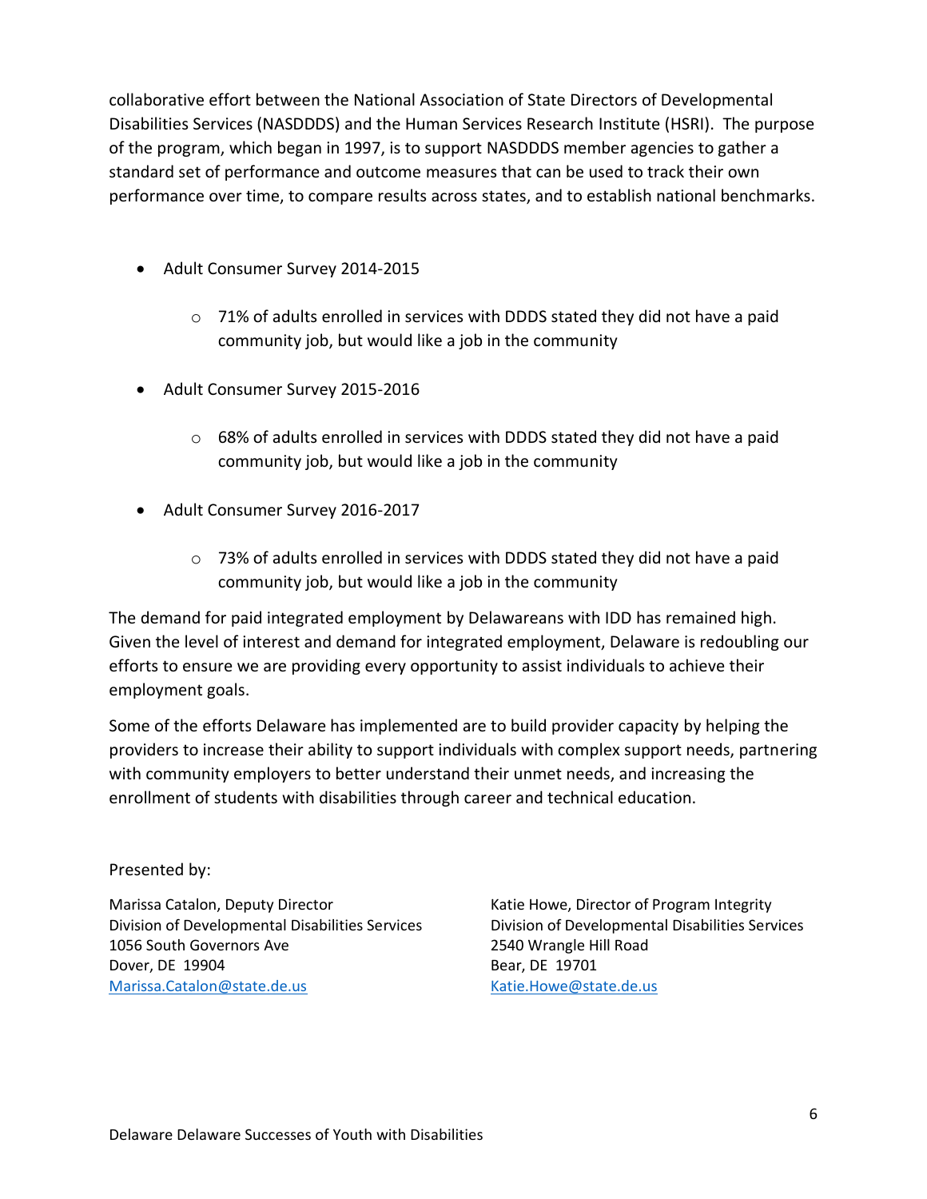collaborative effort between the National Association of State Directors of Developmental Disabilities Services (NASDDDS) and the Human Services Research Institute (HSRI). The purpose of the program, which began in 1997, is to support NASDDDS member agencies to gather a standard set of performance and outcome measures that can be used to track their own performance over time, to compare results across states, and to establish national benchmarks.

- Adult Consumer Survey 2014-2015
  - 71% of adults enrolled in services with DDDS stated they did not have a paid community job, but would like a job in the community
- Adult Consumer Survey 2015-2016
  - 68% of adults enrolled in services with DDDS stated they did not have a paid community job, but would like a job in the community
- Adult Consumer Survey 2016-2017
  - 73% of adults enrolled in services with DDDS stated they did not have a paid community job, but would like a job in the community

The demand for paid integrated employment by Delawareans with IDD has remained high. Given the level of interest and demand for integrated employment, Delaware is redoubling our efforts to ensure we are providing every opportunity to assist individuals to achieve their employment goals.

Some of the efforts Delaware has implemented are to build provider capacity by helping the providers to increase their ability to support individuals with complex support needs, partnering with community employers to better understand their unmet needs, and increasing the enrollment of students with disabilities through career and technical education.

Presented by:

Marissa Catalon, Deputy Director
Division of Developmental Disabilities Services
1056 South Governors Ave
Dover, DE 19904
Marissa.Catalon@state.de.us

Katie Howe, Director of Program Integrity
Division of Developmental Disabilities Services
2540 Wrangle Hill Road
Bear, DE 19701
Katie.Howe@state.de.us